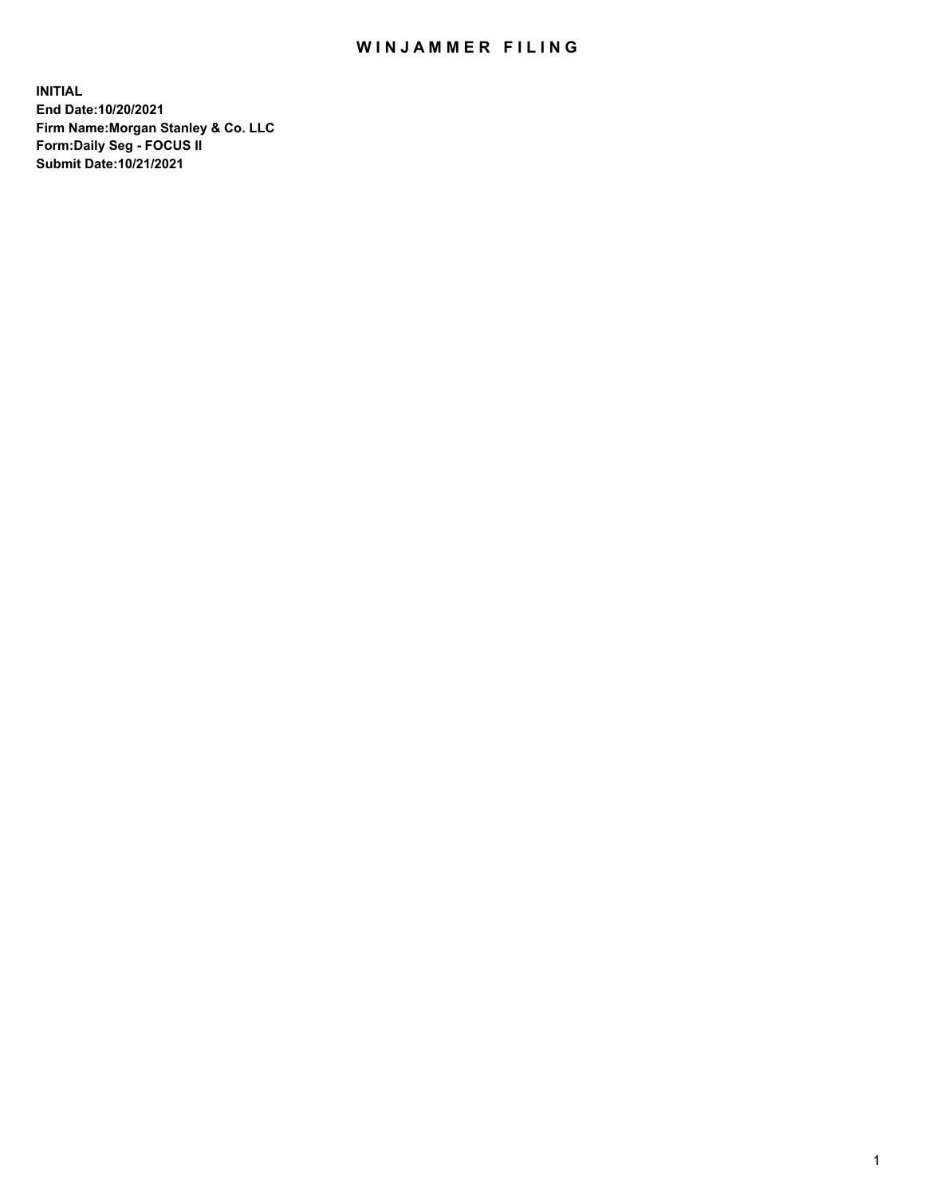# WINJAMMER FILING

**INITIAL**
**End Date:10/20/2021**
**Firm Name:Morgan Stanley & Co. LLC**
**Form:Daily Seg - FOCUS II**
**Submit Date:10/21/2021**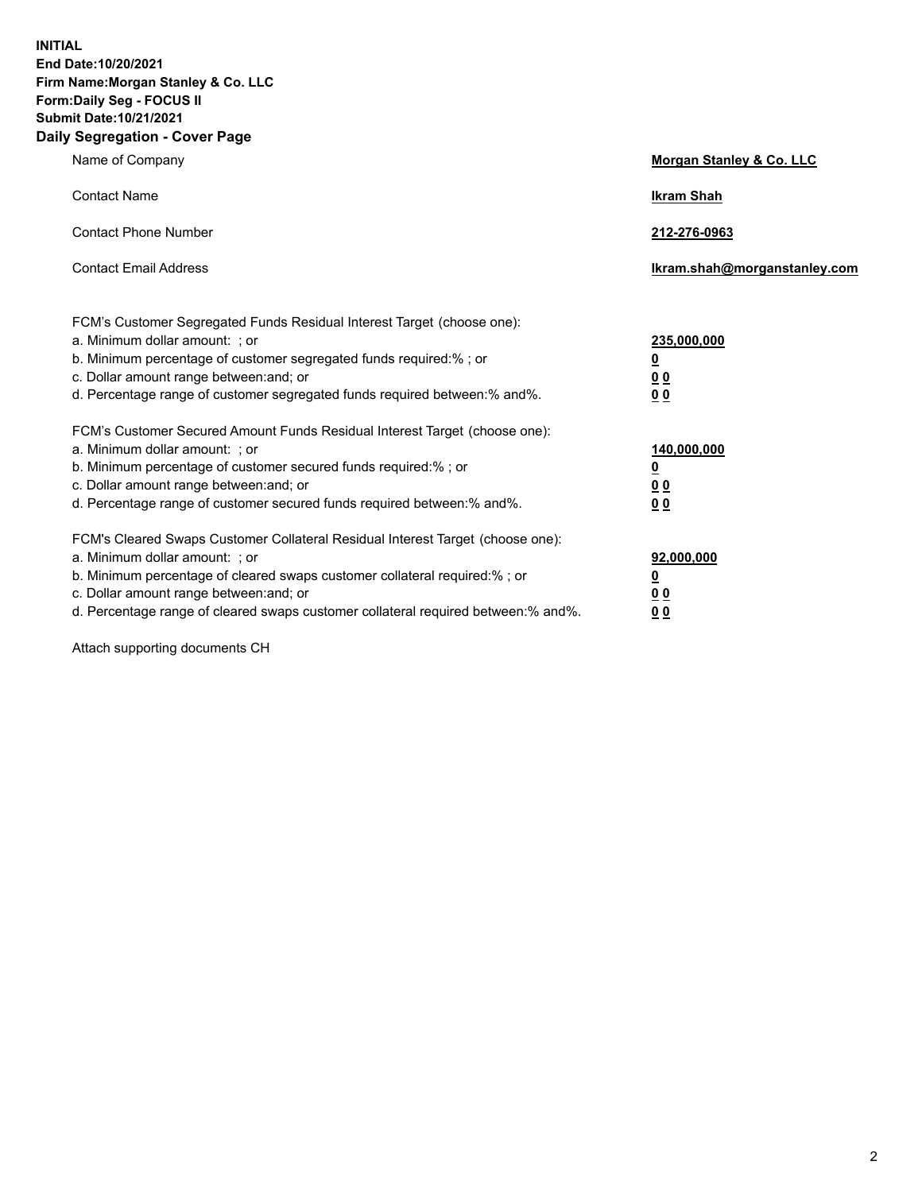**INITIAL**
**End Date:10/20/2021**
**Firm Name:Morgan Stanley & Co. LLC**
**Form:Daily Seg - FOCUS II**
**Submit Date:10/21/2021**
**Daily Segregation - Cover Page**

| | |
|---|---|
| Name of Company | **Morgan Stanley & Co. LLC** |
| Contact Name | **Ikram Shah** |
| Contact Phone Number | **212-276-0963** |
| Contact Email Address | **Ikram.shah@morganstanley.com** |

FCM's Customer Segregated Funds Residual Interest Target (choose one):

| | |
|---|---|
| a. Minimum dollar amount: ; or | **235,000,000** |
| b. Minimum percentage of customer segregated funds required:% ; or | **0** |
| c. Dollar amount range between:and; or | **0 0** |
| d. Percentage range of customer segregated funds required between:% and%. | **0 0** |

FCM's Customer Secured Amount Funds Residual Interest Target (choose one):

| | |
|---|---|
| a. Minimum dollar amount: ; or | **140,000,000** |
| b. Minimum percentage of customer secured funds required:% ; or | **0** |
| c. Dollar amount range between:and; or | **0 0** |
| d. Percentage range of customer secured funds required between:% and%. | **0 0** |

FCM's Cleared Swaps Customer Collateral Residual Interest Target (choose one):

| | |
|---|---|
| a. Minimum dollar amount: ; or | **92,000,000** |
| b. Minimum percentage of cleared swaps customer collateral required:% ; or | **0** |
| c. Dollar amount range between:and; or | **0 0** |
| d. Percentage range of cleared swaps customer collateral required between:% and%. | **0 0** |

Attach supporting documents CH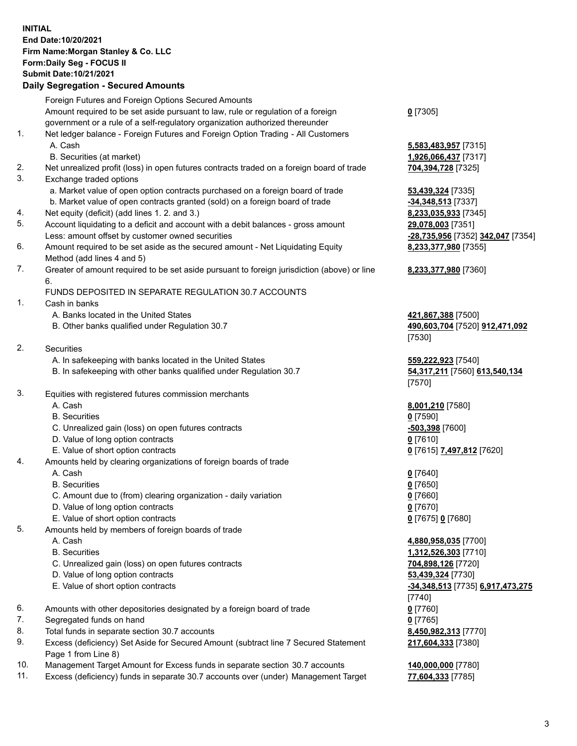**INITIAL**
**End Date:10/20/2021**
**Firm Name:Morgan Stanley & Co. LLC**
**Form:Daily Seg - FOCUS II**
**Submit Date:10/21/2021**

## Daily Segregation - Secured Amounts

| | | |
|---|---|---|
| | Foreign Futures and Foreign Options Secured Amounts | |
| | Amount required to be set aside pursuant to law, rule or regulation of a foreign government or a rule of a self-regulatory organization authorized thereunder | **0** [7305] |
| 1. | Net ledger balance - Foreign Futures and Foreign Option Trading - All Customers | |
| | A. Cash | **5,583,483,957** [7315] |
| | B. Securities (at market) | **1,926,066,437** [7317] |
| 2. | Net unrealized profit (loss) in open futures contracts traded on a foreign board of trade | **704,394,728** [7325] |
| 3. | Exchange traded options | |
| | a. Market value of open option contracts purchased on a foreign board of trade | **53,439,324** [7335] |
| | b. Market value of open contracts granted (sold) on a foreign board of trade | **-34,348,513** [7337] |
| 4. | Net equity (deficit) (add lines 1. 2. and 3.) | **8,233,035,933** [7345] |
| 5. | Account liquidating to a deficit and account with a debit balances - gross amount | **29,078,003** [7351] |
| | Less: amount offset by customer owned securities | **-28,735,956** [7352] **342,047** [7354] |
| 6. | Amount required to be set aside as the secured amount - Net Liquidating Equity Method (add lines 4 and 5) | **8,233,377,980** [7355] |
| 7. | Greater of amount required to be set aside pursuant to foreign jurisdiction (above) or line 6. | **8,233,377,980** [7360] |
| | FUNDS DEPOSITED IN SEPARATE REGULATION 30.7 ACCOUNTS | |
| 1. | Cash in banks | |
| | A. Banks located in the United States | **421,867,388** [7500] |
| | B. Other banks qualified under Regulation 30.7 | **490,603,704** [7520] **912,471,092** [7530] |
| 2. | Securities | |
| | A. In safekeeping with banks located in the United States | **559,222,923** [7540] |
| | B. In safekeeping with other banks qualified under Regulation 30.7 | **54,317,211** [7560] **613,540,134** [7570] |
| 3. | Equities with registered futures commission merchants | |
| | A. Cash | **8,001,210** [7580] |
| | B. Securities | **0** [7590] |
| | C. Unrealized gain (loss) on open futures contracts | **-503,398** [7600] |
| | D. Value of long option contracts | **0** [7610] |
| | E. Value of short option contracts | **0** [7615] **7,497,812** [7620] |
| 4. | Amounts held by clearing organizations of foreign boards of trade | |
| | A. Cash | **0** [7640] |
| | B. Securities | **0** [7650] |
| | C. Amount due to (from) clearing organization - daily variation | **0** [7660] |
| | D. Value of long option contracts | **0** [7670] |
| | E. Value of short option contracts | **0** [7675] **0** [7680] |
| 5. | Amounts held by members of foreign boards of trade | |
| | A. Cash | **4,880,958,035** [7700] |
| | B. Securities | **1,312,526,303** [7710] |
| | C. Unrealized gain (loss) on open futures contracts | **704,898,126** [7720] |
| | D. Value of long option contracts | **53,439,324** [7730] |
| | E. Value of short option contracts | **-34,348,513** [7735] **6,917,473,275** [7740] |
| 6. | Amounts with other depositories designated by a foreign board of trade | **0** [7760] |
| 7. | Segregated funds on hand | **0** [7765] |
| 8. | Total funds in separate section 30.7 accounts | **8,450,982,313** [7770] |
| 9. | Excess (deficiency) Set Aside for Secured Amount (subtract line 7 Secured Statement Page 1 from Line 8) | **217,604,333** [7380] |
| 10. | Management Target Amount for Excess funds in separate section 30.7 accounts | **140,000,000** [7780] |
| 11. | Excess (deficiency) funds in separate 30.7 accounts over (under) Management Target | **77,604,333** [7785] |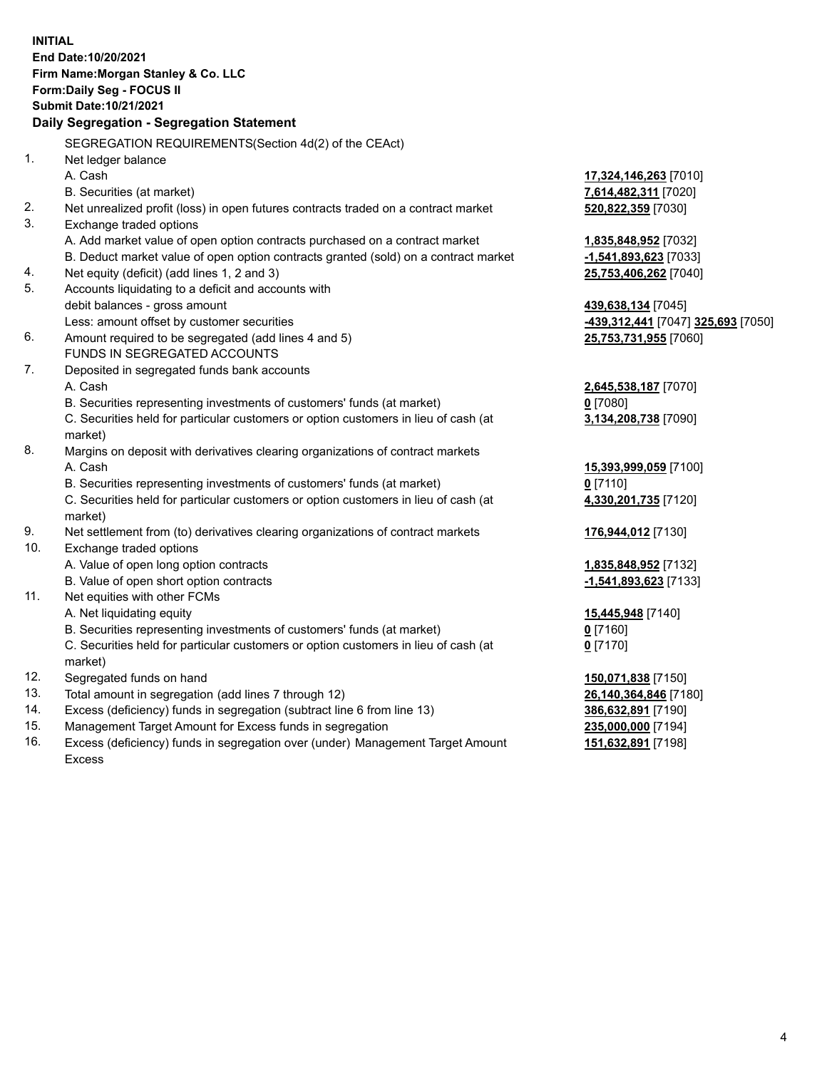**INITIAL**
**End Date:10/20/2021**
**Firm Name:Morgan Stanley & Co. LLC**
**Form:Daily Seg - FOCUS II**
**Submit Date:10/21/2021**

**Daily Segregation - Segregation Statement**

SEGREGATION REQUIREMENTS(Section 4d(2) of the CEAct)

| | | |
|---|---|---|
| 1. | Net ledger balance | |
| | A. Cash | **17,324,146,263** [7010] |
| | B. Securities (at market) | **7,614,482,311** [7020] |
| 2. | Net unrealized profit (loss) in open futures contracts traded on a contract market | **520,822,359** [7030] |
| 3. | Exchange traded options | |
| | A. Add market value of open option contracts purchased on a contract market | **1,835,848,952** [7032] |
| | B. Deduct market value of open option contracts granted (sold) on a contract market | **-1,541,893,623** [7033] |
| 4. | Net equity (deficit) (add lines 1, 2 and 3) | **25,753,406,262** [7040] |
| 5. | Accounts liquidating to a deficit and accounts with | |
| | debit balances - gross amount | **439,638,134** [7045] |
| | Less: amount offset by customer securities | **-439,312,441** [7047] **325,693** [7050] |
| 6. | Amount required to be segregated (add lines 4 and 5) | **25,753,731,955** [7060] |
| | FUNDS IN SEGREGATED ACCOUNTS | |
| 7. | Deposited in segregated funds bank accounts | |
| | A. Cash | **2,645,538,187** [7070] |
| | B. Securities representing investments of customers' funds (at market) | **0** [7080] |
| | C. Securities held for particular customers or option customers in lieu of cash (at market) | **3,134,208,738** [7090] |
| 8. | Margins on deposit with derivatives clearing organizations of contract markets | |
| | A. Cash | **15,393,999,059** [7100] |
| | B. Securities representing investments of customers' funds (at market) | **0** [7110] |
| | C. Securities held for particular customers or option customers in lieu of cash (at market) | **4,330,201,735** [7120] |
| 9. | Net settlement from (to) derivatives clearing organizations of contract markets | **176,944,012** [7130] |
| 10. | Exchange traded options | |
| | A. Value of open long option contracts | **1,835,848,952** [7132] |
| | B. Value of open short option contracts | **-1,541,893,623** [7133] |
| 11. | Net equities with other FCMs | |
| | A. Net liquidating equity | **15,445,948** [7140] |
| | B. Securities representing investments of customers' funds (at market) | **0** [7160] |
| | C. Securities held for particular customers or option customers in lieu of cash (at market) | **0** [7170] |
| 12. | Segregated funds on hand | **150,071,838** [7150] |
| 13. | Total amount in segregation (add lines 7 through 12) | **26,140,364,846** [7180] |
| 14. | Excess (deficiency) funds in segregation (subtract line 6 from line 13) | **386,632,891** [7190] |
| 15. | Management Target Amount for Excess funds in segregation | **235,000,000** [7194] |
| 16. | Excess (deficiency) funds in segregation over (under) Management Target Amount Excess | **151,632,891** [7198] |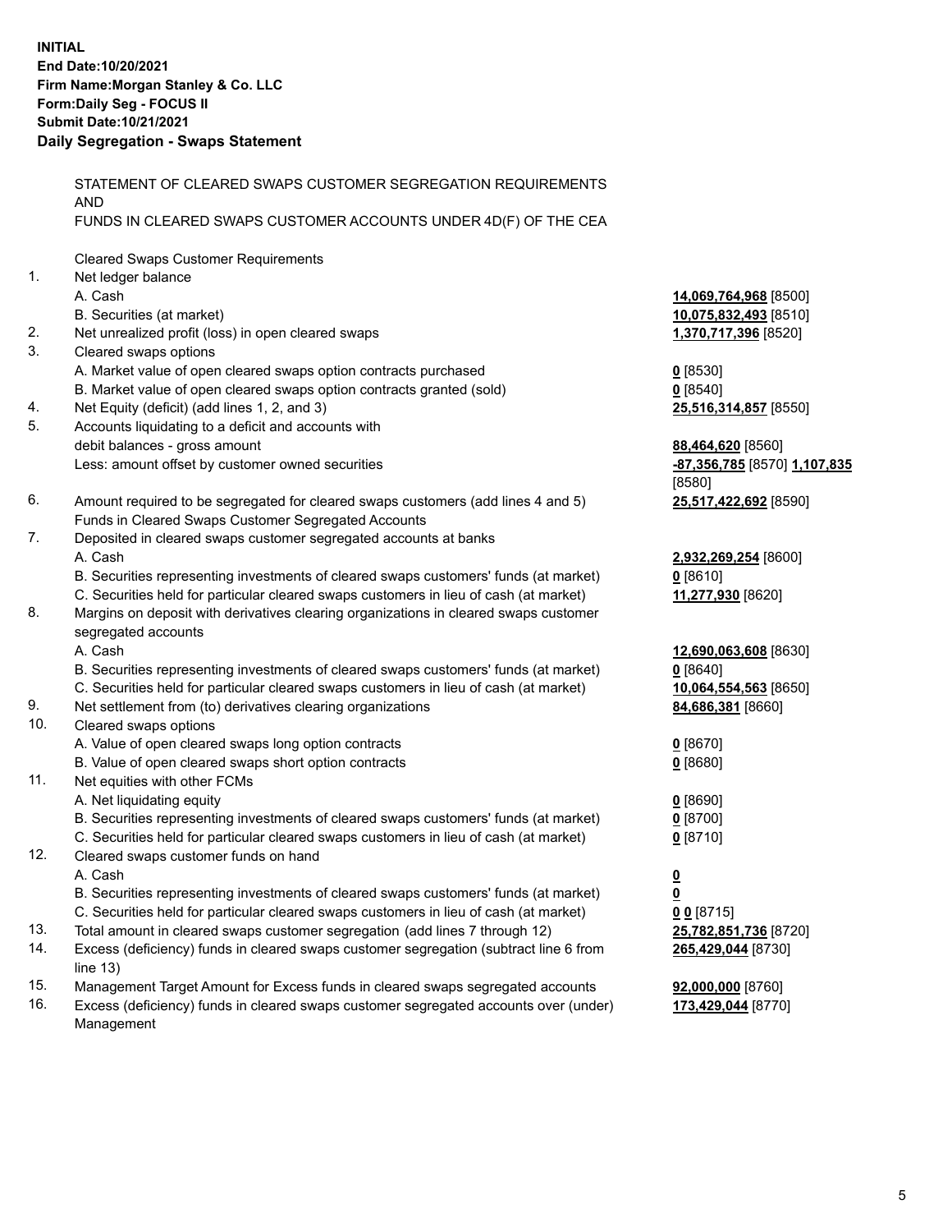**INITIAL**
**End Date:10/20/2021**
**Firm Name:Morgan Stanley & Co. LLC**
**Form:Daily Seg - FOCUS II**
**Submit Date:10/21/2021**
**Daily Segregation - Swaps Statement**

STATEMENT OF CLEARED SWAPS CUSTOMER SEGREGATION REQUIREMENTS AND FUNDS IN CLEARED SWAPS CUSTOMER ACCOUNTS UNDER 4D(F) OF THE CEA

| | | |
|---|---|---|
| | Cleared Swaps Customer Requirements | |
| 1. | Net ledger balance | |
| | A. Cash | **14,069,764,968** [8500] |
| | B. Securities (at market) | **10,075,832,493** [8510] |
| 2. | Net unrealized profit (loss) in open cleared swaps | **1,370,717,396** [8520] |
| 3. | Cleared swaps options | |
| | A. Market value of open cleared swaps option contracts purchased | **0** [8530] |
| | B. Market value of open cleared swaps option contracts granted (sold) | **0** [8540] |
| 4. | Net Equity (deficit) (add lines 1, 2, and 3) | **25,516,314,857** [8550] |
| 5. | Accounts liquidating to a deficit and accounts with debit balances - gross amount | **88,464,620** [8560] |
| | Less: amount offset by customer owned securities | **-87,356,785** [8570] **1,107,835** [8580] |
| 6. | Amount required to be segregated for cleared swaps customers (add lines 4 and 5) | **25,517,422,692** [8590] |
| | Funds in Cleared Swaps Customer Segregated Accounts | |
| 7. | Deposited in cleared swaps customer segregated accounts at banks | |
| | A. Cash | **2,932,269,254** [8600] |
| | B. Securities representing investments of cleared swaps customers' funds (at market) | **0** [8610] |
| | C. Securities held for particular cleared swaps customers in lieu of cash (at market) | **11,277,930** [8620] |
| 8. | Margins on deposit with derivatives clearing organizations in cleared swaps customer segregated accounts | |
| | A. Cash | **12,690,063,608** [8630] |
| | B. Securities representing investments of cleared swaps customers' funds (at market) | **0** [8640] |
| | C. Securities held for particular cleared swaps customers in lieu of cash (at market) | **10,064,554,563** [8650] |
| 9. | Net settlement from (to) derivatives clearing organizations | **84,686,381** [8660] |
| 10. | Cleared swaps options | |
| | A. Value of open cleared swaps long option contracts | **0** [8670] |
| | B. Value of open cleared swaps short option contracts | **0** [8680] |
| 11. | Net equities with other FCMs | |
| | A. Net liquidating equity | **0** [8690] |
| | B. Securities representing investments of cleared swaps customers' funds (at market) | **0** [8700] |
| | C. Securities held for particular cleared swaps customers in lieu of cash (at market) | **0** [8710] |
| 12. | Cleared swaps customer funds on hand | |
| | A. Cash | **0** |
| | B. Securities representing investments of cleared swaps customers' funds (at market) | **0** |
| | C. Securities held for particular cleared swaps customers in lieu of cash (at market) | **0** **0** [8715] |
| 13. | Total amount in cleared swaps customer segregation (add lines 7 through 12) | **25,782,851,736** [8720] |
| 14. | Excess (deficiency) funds in cleared swaps customer segregation (subtract line 6 from line 13) | **265,429,044** [8730] |
| 15. | Management Target Amount for Excess funds in cleared swaps segregated accounts | **92,000,000** [8760] |
| 16. | Excess (deficiency) funds in cleared swaps customer segregated accounts over (under) Management | **173,429,044** [8770] |